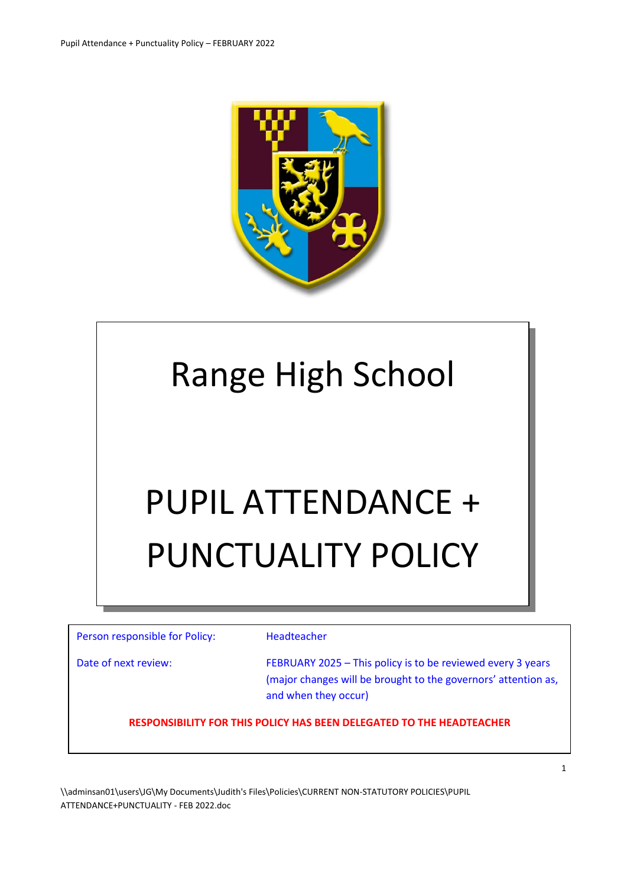# Range High School

# PUPIL ATTENDANCE + PUNCTUALITY POLICY

| | |
|---|---|
| Person responsible for Policy: | Headteacher |
| Date of next review: | FEBRUARY 2025 – This policy is to be reviewed every 3 years (major changes will be brought to the governors' attention as, and when they occur) |

**RESPONSIBILITY FOR THIS POLICY HAS BEEN DELEGATED TO THE HEADTEACHER**

\\adminsan01\users\JG\My Documents\Judith's Files\Policies\CURRENT NON-STATUTORY POLICIES\PUPIL ATTENDANCE+PUNCTUALITY - FEB 2022.doc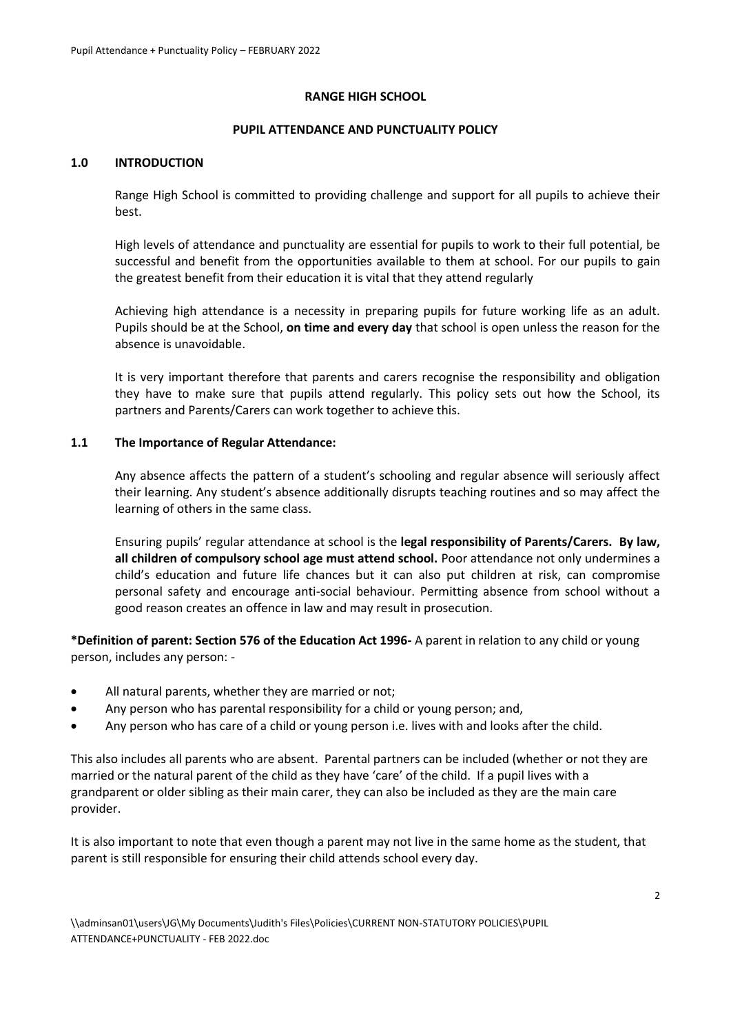**RANGE HIGH SCHOOL**

**PUPIL ATTENDANCE AND PUNCTUALITY POLICY**

## 1.0 INTRODUCTION

Range High School is committed to providing challenge and support for all pupils to achieve their best.

High levels of attendance and punctuality are essential for pupils to work to their full potential, be successful and benefit from the opportunities available to them at school. For our pupils to gain the greatest benefit from their education it is vital that they attend regularly

Achieving high attendance is a necessity in preparing pupils for future working life as an adult. Pupils should be at the School, **on time and every day** that school is open unless the reason for the absence is unavoidable.

It is very important therefore that parents and carers recognise the responsibility and obligation they have to make sure that pupils attend regularly. This policy sets out how the School, its partners and Parents/Carers can work together to achieve this.

### 1.1 The Importance of Regular Attendance:

Any absence affects the pattern of a student's schooling and regular absence will seriously affect their learning. Any student's absence additionally disrupts teaching routines and so may affect the learning of others in the same class.

Ensuring pupils' regular attendance at school is the **legal responsibility of Parents/Carers. By law, all children of compulsory school age must attend school.** Poor attendance not only undermines a child's education and future life chances but it can also put children at risk, can compromise personal safety and encourage anti-social behaviour. Permitting absence from school without a good reason creates an offence in law and may result in prosecution.

**\*Definition of parent: Section 576 of the Education Act 1996-** A parent in relation to any child or young person, includes any person: -

- All natural parents, whether they are married or not;
- Any person who has parental responsibility for a child or young person; and,
- Any person who has care of a child or young person i.e. lives with and looks after the child.

This also includes all parents who are absent. Parental partners can be included (whether or not they are married or the natural parent of the child as they have 'care' of the child. If a pupil lives with a grandparent or older sibling as their main carer, they can also be included as they are the main care provider.

It is also important to note that even though a parent may not live in the same home as the student, that parent is still responsible for ensuring their child attends school every day.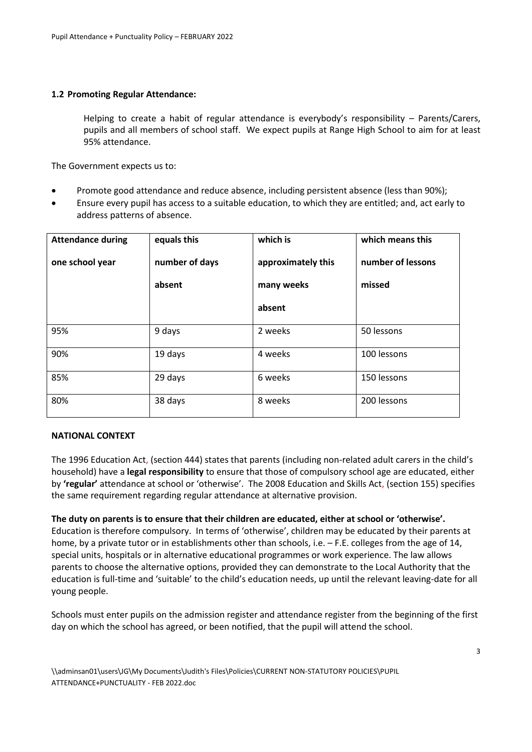### 1.2 Promoting Regular Attendance:

Helping to create a habit of regular attendance is everybody's responsibility – Parents/Carers, pupils and all members of school staff. We expect pupils at Range High School to aim for at least 95% attendance.

The Government expects us to:

- Promote good attendance and reduce absence, including persistent absence (less than 90%);
- Ensure every pupil has access to a suitable education, to which they are entitled; and, act early to address patterns of absence.

| Attendance during one school year | equals this number of days absent | which is approximately this many weeks absent | which means this number of lessons missed |
|---|---|---|---|
| 95% | 9 days | 2 weeks | 50 lessons |
| 90% | 19 days | 4 weeks | 100 lessons |
| 85% | 29 days | 6 weeks | 150 lessons |
| 80% | 38 days | 8 weeks | 200 lessons |

**NATIONAL CONTEXT**

The 1996 Education Act, (section 444) states that parents (including non-related adult carers in the child's household) have a **legal responsibility** to ensure that those of compulsory school age are educated, either by **'regular'** attendance at school or 'otherwise'. The 2008 Education and Skills Act, (section 155) specifies the same requirement regarding regular attendance at alternative provision.

**The duty on parents is to ensure that their children are educated, either at school or 'otherwise'.**
Education is therefore compulsory. In terms of 'otherwise', children may be educated by their parents at home, by a private tutor or in establishments other than schools, i.e. – F.E. colleges from the age of 14, special units, hospitals or in alternative educational programmes or work experience. The law allows parents to choose the alternative options, provided they can demonstrate to the Local Authority that the education is full-time and 'suitable' to the child's education needs, up until the relevant leaving-date for all young people.

Schools must enter pupils on the admission register and attendance register from the beginning of the first day on which the school has agreed, or been notified, that the pupil will attend the school.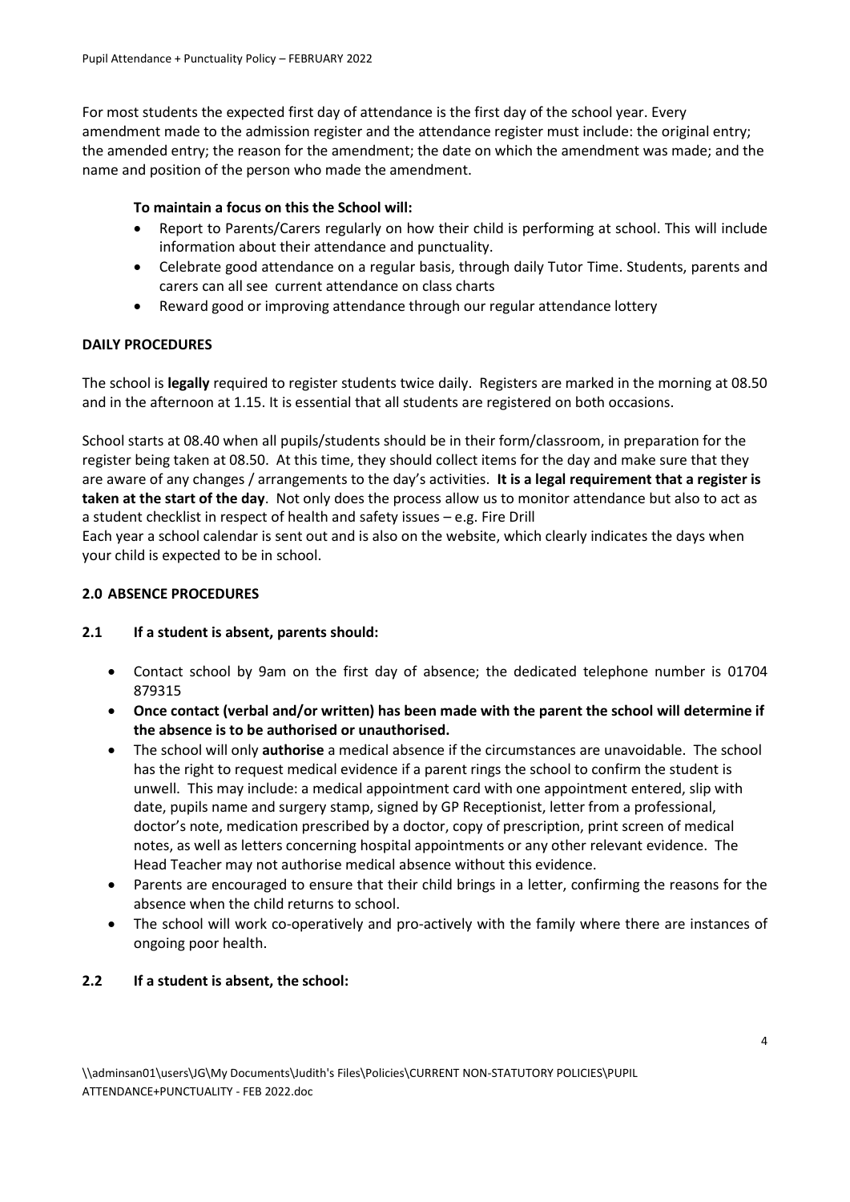For most students the expected first day of attendance is the first day of the school year. Every amendment made to the admission register and the attendance register must include: the original entry; the amended entry; the reason for the amendment; the date on which the amendment was made; and the name and position of the person who made the amendment.

**To maintain a focus on this the School will:**

- Report to Parents/Carers regularly on how their child is performing at school. This will include information about their attendance and punctuality.
- Celebrate good attendance on a regular basis, through daily Tutor Time. Students, parents and carers can all see current attendance on class charts
- Reward good or improving attendance through our regular attendance lottery

**DAILY PROCEDURES**

The school is **legally** required to register students twice daily. Registers are marked in the morning at 08.50 and in the afternoon at 1.15. It is essential that all students are registered on both occasions.

School starts at 08.40 when all pupils/students should be in their form/classroom, in preparation for the register being taken at 08.50. At this time, they should collect items for the day and make sure that they are aware of any changes / arrangements to the day's activities. **It is a legal requirement that a register is taken at the start of the day**. Not only does the process allow us to monitor attendance but also to act as a student checklist in respect of health and safety issues – e.g. Fire Drill

Each year a school calendar is sent out and is also on the website, which clearly indicates the days when your child is expected to be in school.

**2.0 ABSENCE PROCEDURES**

**2.1 If a student is absent, parents should:**

- Contact school by 9am on the first day of absence; the dedicated telephone number is 01704 879315
- **Once contact (verbal and/or written) has been made with the parent the school will determine if the absence is to be authorised or unauthorised.**
- The school will only **authorise** a medical absence if the circumstances are unavoidable. The school has the right to request medical evidence if a parent rings the school to confirm the student is unwell. This may include: a medical appointment card with one appointment entered, slip with date, pupils name and surgery stamp, signed by GP Receptionist, letter from a professional, doctor's note, medication prescribed by a doctor, copy of prescription, print screen of medical notes, as well as letters concerning hospital appointments or any other relevant evidence. The Head Teacher may not authorise medical absence without this evidence.
- Parents are encouraged to ensure that their child brings in a letter, confirming the reasons for the absence when the child returns to school.
- The school will work co-operatively and pro-actively with the family where there are instances of ongoing poor health.

**2.2 If a student is absent, the school:**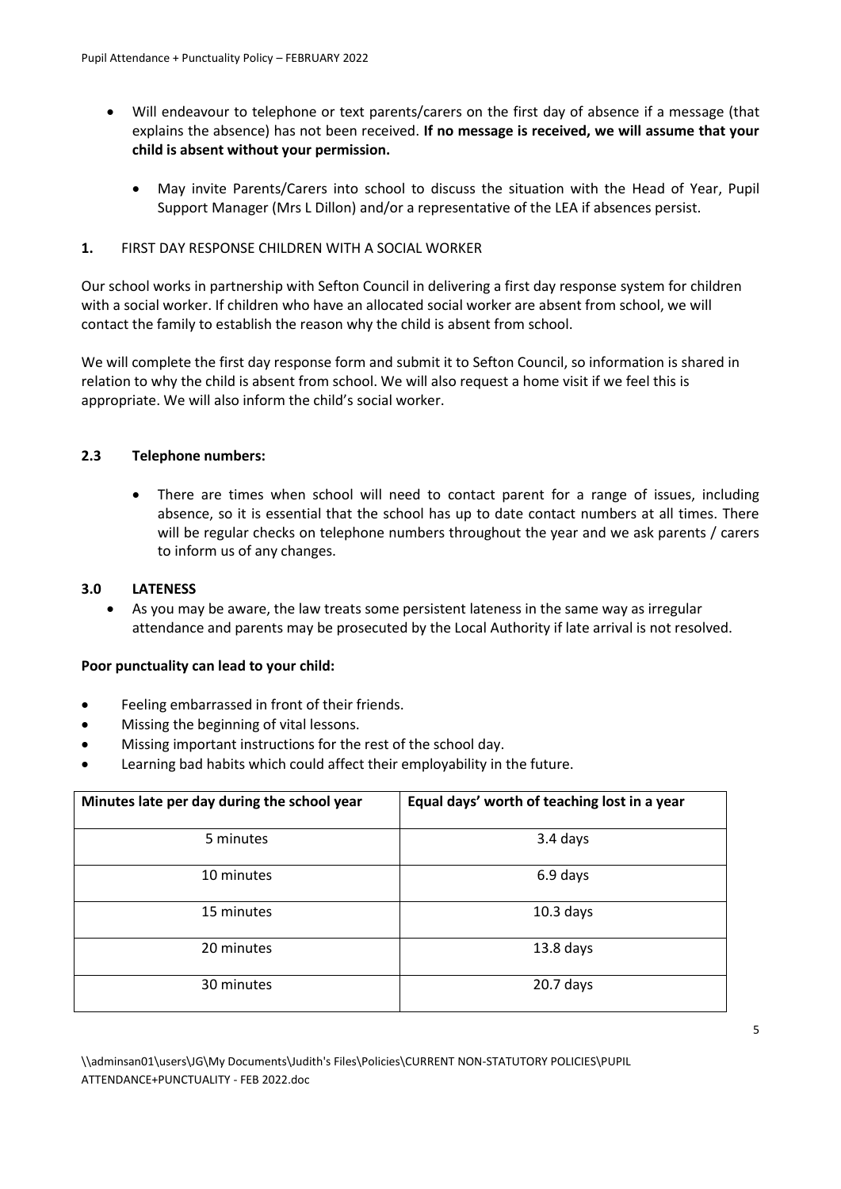- Will endeavour to telephone or text parents/carers on the first day of absence if a message (that explains the absence) has not been received. **If no message is received, we will assume that your child is absent without your permission.**

  - May invite Parents/Carers into school to discuss the situation with the Head of Year, Pupil Support Manager (Mrs L Dillon) and/or a representative of the LEA if absences persist.

**1.** FIRST DAY RESPONSE CHILDREN WITH A SOCIAL WORKER

Our school works in partnership with Sefton Council in delivering a first day response system for children with a social worker. If children who have an allocated social worker are absent from school, we will contact the family to establish the reason why the child is absent from school.

We will complete the first day response form and submit it to Sefton Council, so information is shared in relation to why the child is absent from school. We will also request a home visit if we feel this is appropriate. We will also inform the child's social worker.

## 2.3 Telephone numbers:

- There are times when school will need to contact parent for a range of issues, including absence, so it is essential that the school has up to date contact numbers at all times. There will be regular checks on telephone numbers throughout the year and we ask parents / carers to inform us of any changes.

## 3.0 LATENESS

- As you may be aware, the law treats some persistent lateness in the same way as irregular attendance and parents may be prosecuted by the Local Authority if late arrival is not resolved.

**Poor punctuality can lead to your child:**

- Feeling embarrassed in front of their friends.
- Missing the beginning of vital lessons.
- Missing important instructions for the rest of the school day.
- Learning bad habits which could affect their employability in the future.

| Minutes late per day during the school year | Equal days' worth of teaching lost in a year |
|---|---|
| 5 minutes | 3.4 days |
| 10 minutes | 6.9 days |
| 15 minutes | 10.3 days |
| 20 minutes | 13.8 days |
| 30 minutes | 20.7 days |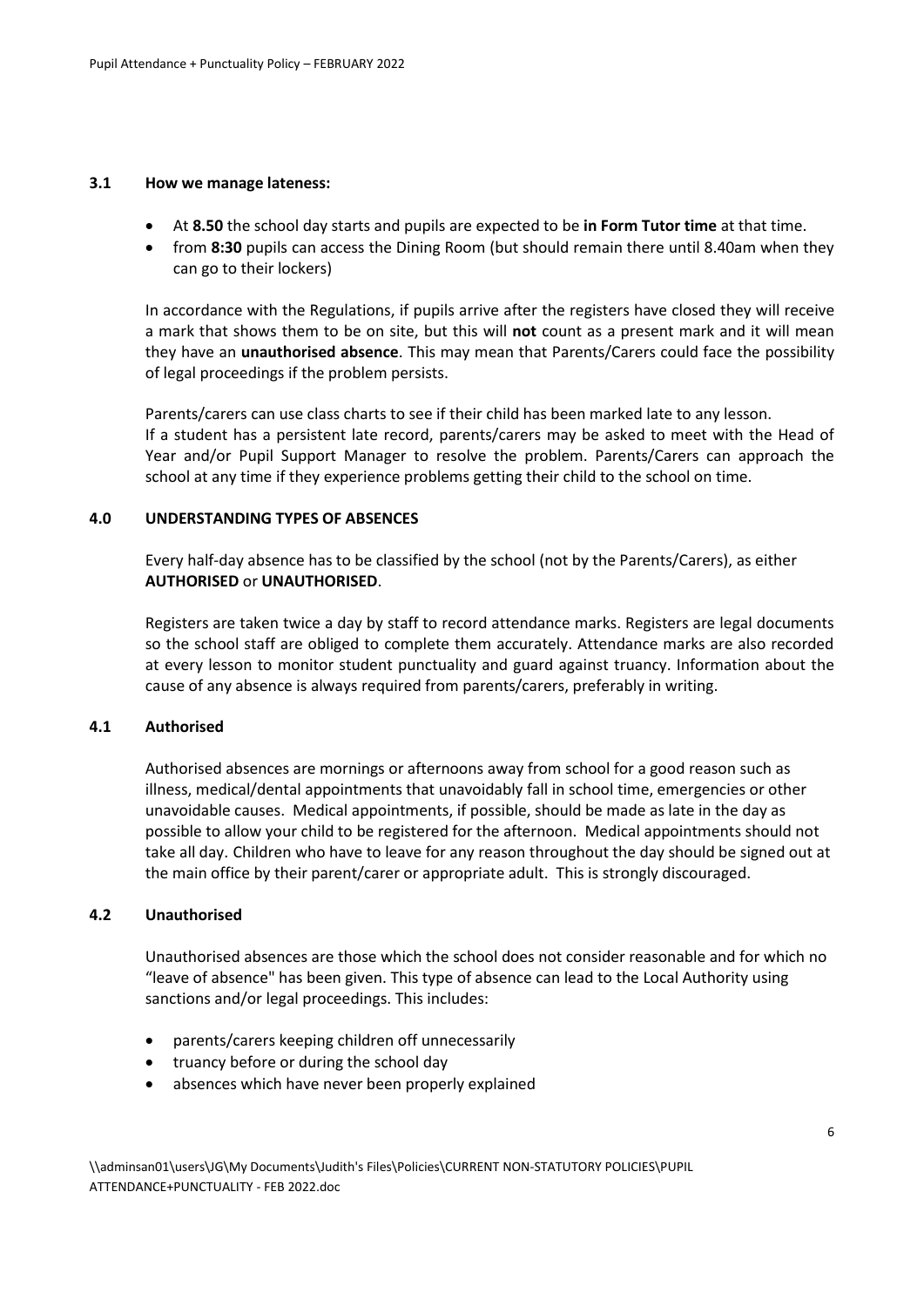### 3.1 How we manage lateness:

- At **8.50** the school day starts and pupils are expected to be **in Form Tutor time** at that time.
- from **8:30** pupils can access the Dining Room (but should remain there until 8.40am when they can go to their lockers)

In accordance with the Regulations, if pupils arrive after the registers have closed they will receive a mark that shows them to be on site, but this will **not** count as a present mark and it will mean they have an **unauthorised absence**. This may mean that Parents/Carers could face the possibility of legal proceedings if the problem persists.

Parents/carers can use class charts to see if their child has been marked late to any lesson.
If a student has a persistent late record, parents/carers may be asked to meet with the Head of Year and/or Pupil Support Manager to resolve the problem. Parents/Carers can approach the school at any time if they experience problems getting their child to the school on time.

## 4.0 UNDERSTANDING TYPES OF ABSENCES

Every half-day absence has to be classified by the school (not by the Parents/Carers), as either **AUTHORISED** or **UNAUTHORISED**.

Registers are taken twice a day by staff to record attendance marks. Registers are legal documents so the school staff are obliged to complete them accurately. Attendance marks are also recorded at every lesson to monitor student punctuality and guard against truancy. Information about the cause of any absence is always required from parents/carers, preferably in writing.

### 4.1 Authorised

Authorised absences are mornings or afternoons away from school for a good reason such as illness, medical/dental appointments that unavoidably fall in school time, emergencies or other unavoidable causes. Medical appointments, if possible, should be made as late in the day as possible to allow your child to be registered for the afternoon. Medical appointments should not take all day. Children who have to leave for any reason throughout the day should be signed out at the main office by their parent/carer or appropriate adult. This is strongly discouraged.

### 4.2 Unauthorised

Unauthorised absences are those which the school does not consider reasonable and for which no "leave of absence" has been given. This type of absence can lead to the Local Authority using sanctions and/or legal proceedings. This includes:

- parents/carers keeping children off unnecessarily
- truancy before or during the school day
- absences which have never been properly explained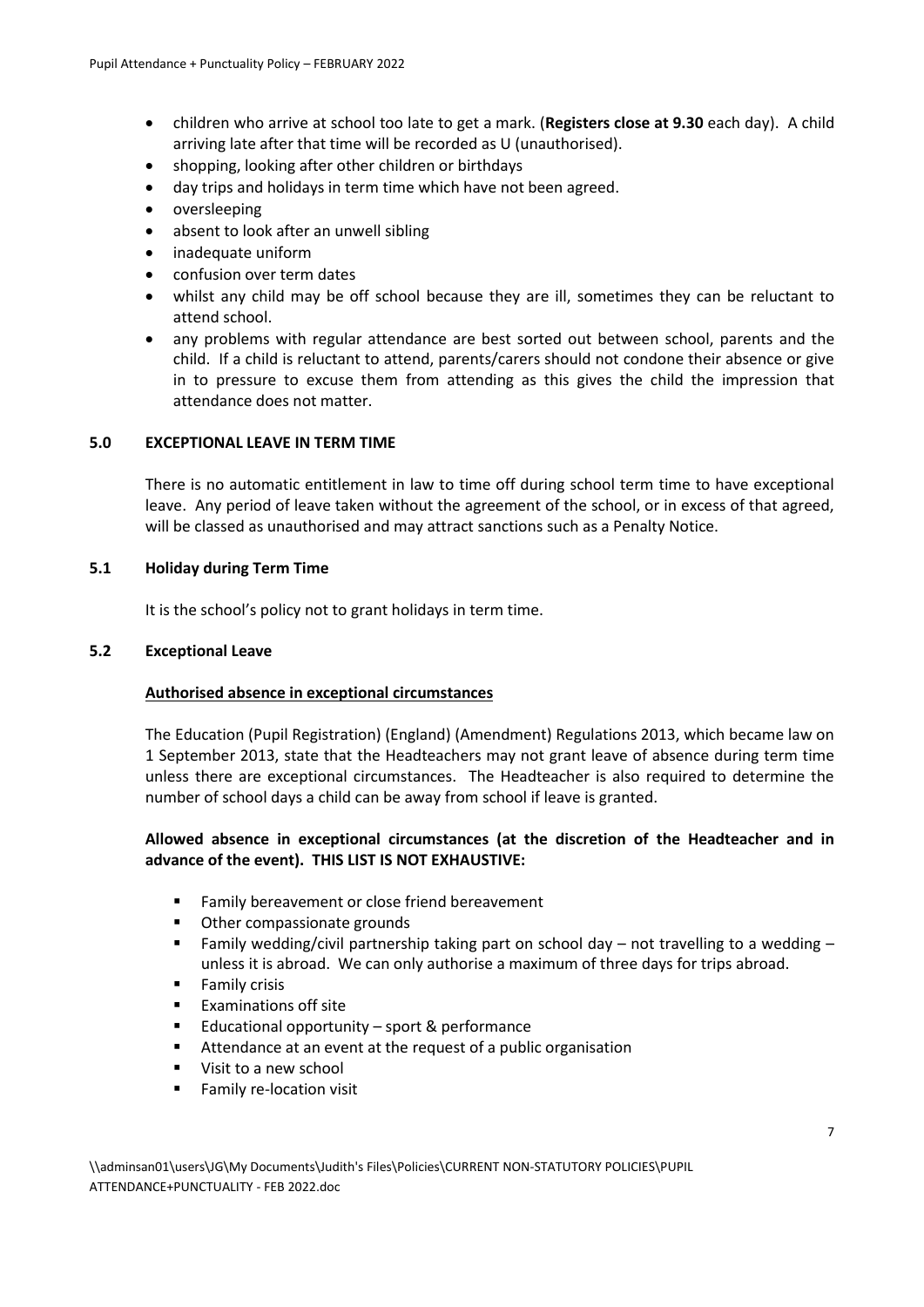- children who arrive at school too late to get a mark. (**Registers close at 9.30** each day). A child arriving late after that time will be recorded as U (unauthorised).
- shopping, looking after other children or birthdays
- day trips and holidays in term time which have not been agreed.
- oversleeping
- absent to look after an unwell sibling
- inadequate uniform
- confusion over term dates
- whilst any child may be off school because they are ill, sometimes they can be reluctant to attend school.
- any problems with regular attendance are best sorted out between school, parents and the child. If a child is reluctant to attend, parents/carers should not condone their absence or give in to pressure to excuse them from attending as this gives the child the impression that attendance does not matter.

## 5.0 EXCEPTIONAL LEAVE IN TERM TIME

There is no automatic entitlement in law to time off during school term time to have exceptional leave. Any period of leave taken without the agreement of the school, or in excess of that agreed, will be classed as unauthorised and may attract sanctions such as a Penalty Notice.

### 5.1 Holiday during Term Time

It is the school's policy not to grant holidays in term time.

### 5.2 Exceptional Leave

**Authorised absence in exceptional circumstances**

The Education (Pupil Registration) (England) (Amendment) Regulations 2013, which became law on 1 September 2013, state that the Headteachers may not grant leave of absence during term time unless there are exceptional circumstances. The Headteacher is also required to determine the number of school days a child can be away from school if leave is granted.

**Allowed absence in exceptional circumstances (at the discretion of the Headteacher and in advance of the event). THIS LIST IS NOT EXHAUSTIVE:**

- Family bereavement or close friend bereavement
- Other compassionate grounds
- Family wedding/civil partnership taking part on school day – not travelling to a wedding – unless it is abroad. We can only authorise a maximum of three days for trips abroad.
- Family crisis
- Examinations off site
- Educational opportunity – sport & performance
- Attendance at an event at the request of a public organisation
- Visit to a new school
- Family re-location visit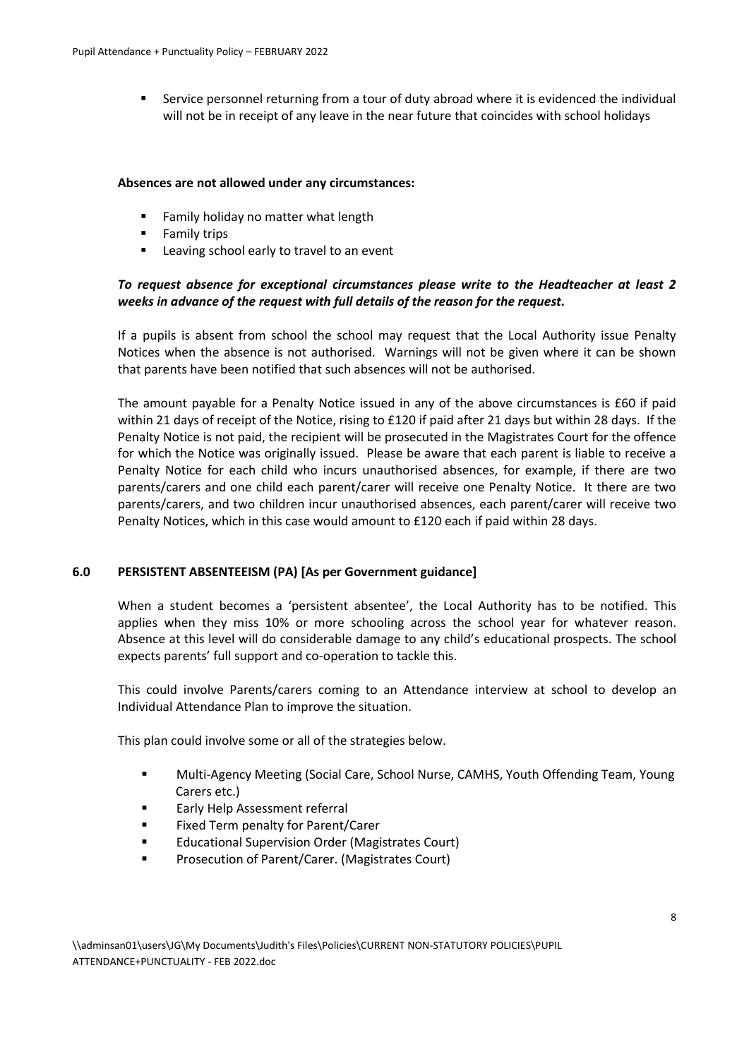- Service personnel returning from a tour of duty abroad where it is evidenced the individual will not be in receipt of any leave in the near future that coincides with school holidays

**Absences are not allowed under any circumstances:**

- Family holiday no matter what length
- Family trips
- Leaving school early to travel to an event

***To request absence for exceptional circumstances please write to the Headteacher at least 2 weeks in advance of the request with full details of the reason for the request.***

If a pupils is absent from school the school may request that the Local Authority issue Penalty Notices when the absence is not authorised. Warnings will not be given where it can be shown that parents have been notified that such absences will not be authorised.

The amount payable for a Penalty Notice issued in any of the above circumstances is £60 if paid within 21 days of receipt of the Notice, rising to £120 if paid after 21 days but within 28 days. If the Penalty Notice is not paid, the recipient will be prosecuted in the Magistrates Court for the offence for which the Notice was originally issued. Please be aware that each parent is liable to receive a Penalty Notice for each child who incurs unauthorised absences, for example, if there are two parents/carers and one child each parent/carer will receive one Penalty Notice. It there are two parents/carers, and two children incur unauthorised absences, each parent/carer will receive two Penalty Notices, which in this case would amount to £120 each if paid within 28 days.

## 6.0 PERSISTENT ABSENTEEISM (PA) [As per Government guidance]

When a student becomes a 'persistent absentee', the Local Authority has to be notified. This applies when they miss 10% or more schooling across the school year for whatever reason. Absence at this level will do considerable damage to any child's educational prospects. The school expects parents' full support and co-operation to tackle this.

This could involve Parents/carers coming to an Attendance interview at school to develop an Individual Attendance Plan to improve the situation.

This plan could involve some or all of the strategies below.

- Multi-Agency Meeting (Social Care, School Nurse, CAMHS, Youth Offending Team, Young Carers etc.)
- Early Help Assessment referral
- Fixed Term penalty for Parent/Carer
- Educational Supervision Order (Magistrates Court)
- Prosecution of Parent/Carer. (Magistrates Court)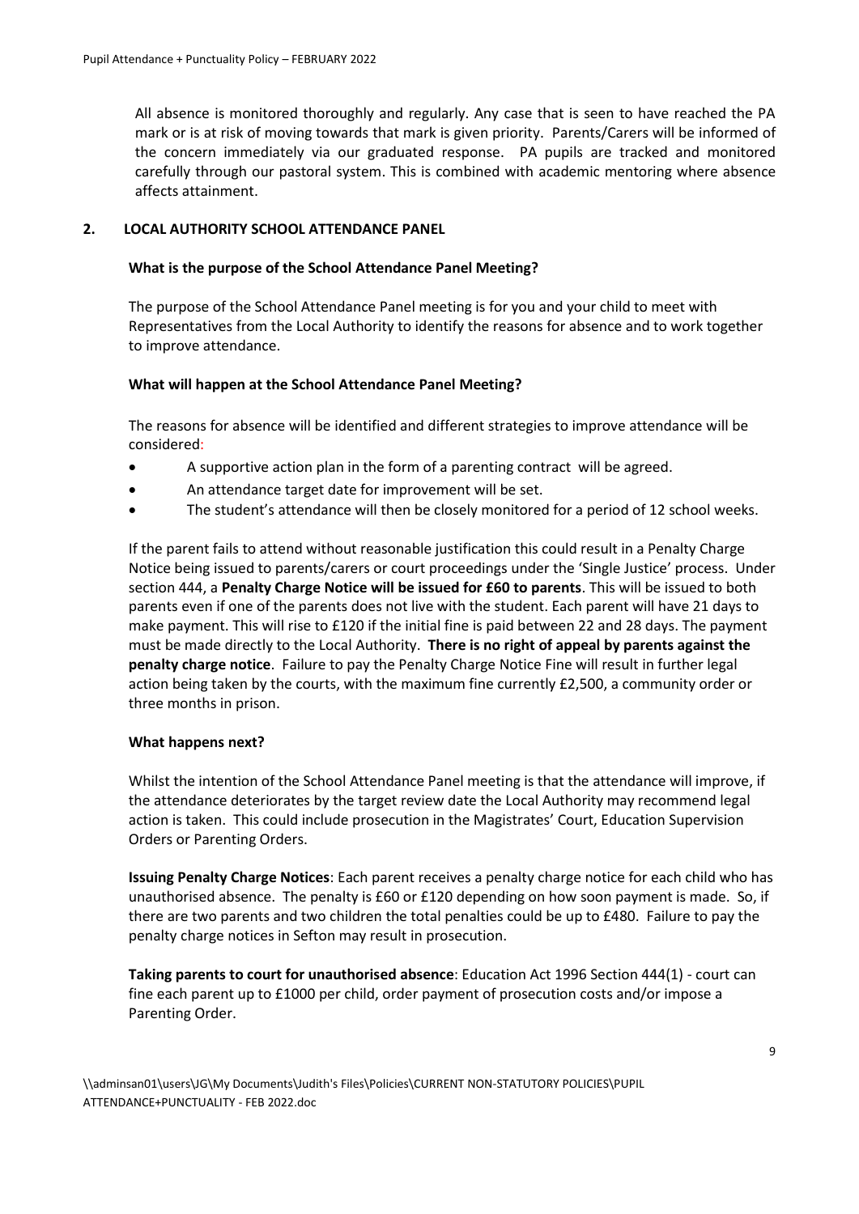All absence is monitored thoroughly and regularly. Any case that is seen to have reached the PA mark or is at risk of moving towards that mark is given priority. Parents/Carers will be informed of the concern immediately via our graduated response. PA pupils are tracked and monitored carefully through our pastoral system. This is combined with academic mentoring where absence affects attainment.

## 2. LOCAL AUTHORITY SCHOOL ATTENDANCE PANEL

**What is the purpose of the School Attendance Panel Meeting?**

The purpose of the School Attendance Panel meeting is for you and your child to meet with Representatives from the Local Authority to identify the reasons for absence and to work together to improve attendance.

**What will happen at the School Attendance Panel Meeting?**

The reasons for absence will be identified and different strategies to improve attendance will be considered:

- A supportive action plan in the form of a parenting contract will be agreed.
- An attendance target date for improvement will be set.
- The student's attendance will then be closely monitored for a period of 12 school weeks.

If the parent fails to attend without reasonable justification this could result in a Penalty Charge Notice being issued to parents/carers or court proceedings under the 'Single Justice' process. Under section 444, a **Penalty Charge Notice will be issued for £60 to parents**. This will be issued to both parents even if one of the parents does not live with the student. Each parent will have 21 days to make payment. This will rise to £120 if the initial fine is paid between 22 and 28 days. The payment must be made directly to the Local Authority. **There is no right of appeal by parents against the penalty charge notice**. Failure to pay the Penalty Charge Notice Fine will result in further legal action being taken by the courts, with the maximum fine currently £2,500, a community order or three months in prison.

**What happens next?**

Whilst the intention of the School Attendance Panel meeting is that the attendance will improve, if the attendance deteriorates by the target review date the Local Authority may recommend legal action is taken. This could include prosecution in the Magistrates' Court, Education Supervision Orders or Parenting Orders.

**Issuing Penalty Charge Notices**: Each parent receives a penalty charge notice for each child who has unauthorised absence. The penalty is £60 or £120 depending on how soon payment is made. So, if there are two parents and two children the total penalties could be up to £480. Failure to pay the penalty charge notices in Sefton may result in prosecution.

**Taking parents to court for unauthorised absence**: Education Act 1996 Section 444(1) - court can fine each parent up to £1000 per child, order payment of prosecution costs and/or impose a Parenting Order.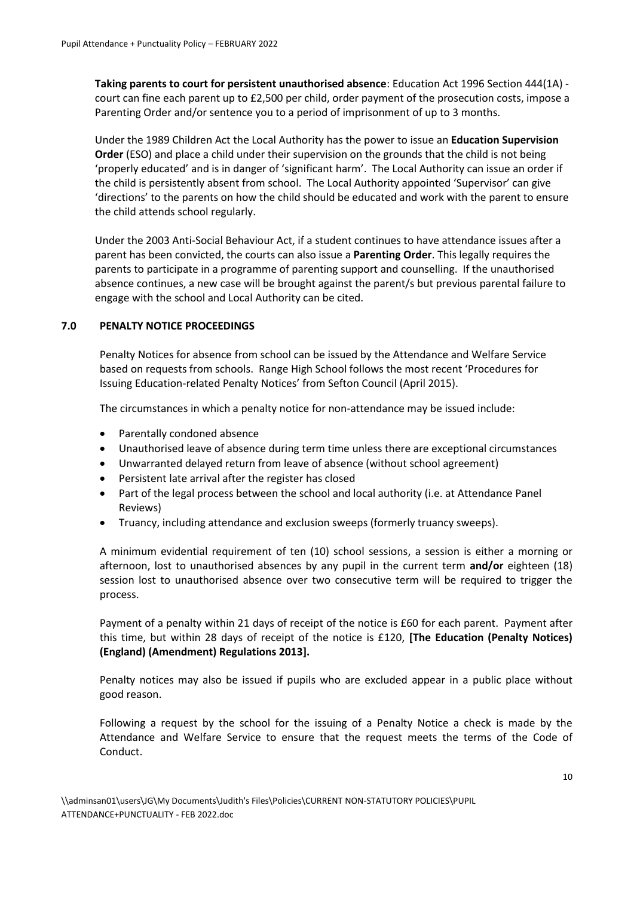**Taking parents to court for persistent unauthorised absence**: Education Act 1996 Section 444(1A) - court can fine each parent up to £2,500 per child, order payment of the prosecution costs, impose a Parenting Order and/or sentence you to a period of imprisonment of up to 3 months.

Under the 1989 Children Act the Local Authority has the power to issue an **Education Supervision Order** (ESO) and place a child under their supervision on the grounds that the child is not being 'properly educated' and is in danger of 'significant harm'. The Local Authority can issue an order if the child is persistently absent from school. The Local Authority appointed 'Supervisor' can give 'directions' to the parents on how the child should be educated and work with the parent to ensure the child attends school regularly.

Under the 2003 Anti-Social Behaviour Act, if a student continues to have attendance issues after a parent has been convicted, the courts can also issue a **Parenting Order**. This legally requires the parents to participate in a programme of parenting support and counselling. If the unauthorised absence continues, a new case will be brought against the parent/s but previous parental failure to engage with the school and Local Authority can be cited.

## 7.0 PENALTY NOTICE PROCEEDINGS

Penalty Notices for absence from school can be issued by the Attendance and Welfare Service based on requests from schools. Range High School follows the most recent 'Procedures for Issuing Education-related Penalty Notices' from Sefton Council (April 2015).

The circumstances in which a penalty notice for non-attendance may be issued include:

- Parentally condoned absence
- Unauthorised leave of absence during term time unless there are exceptional circumstances
- Unwarranted delayed return from leave of absence (without school agreement)
- Persistent late arrival after the register has closed
- Part of the legal process between the school and local authority (i.e. at Attendance Panel Reviews)
- Truancy, including attendance and exclusion sweeps (formerly truancy sweeps).

A minimum evidential requirement of ten (10) school sessions, a session is either a morning or afternoon, lost to unauthorised absences by any pupil in the current term **and/or** eighteen (18) session lost to unauthorised absence over two consecutive term will be required to trigger the process.

Payment of a penalty within 21 days of receipt of the notice is £60 for each parent. Payment after this time, but within 28 days of receipt of the notice is £120, **[The Education (Penalty Notices) (England) (Amendment) Regulations 2013].**

Penalty notices may also be issued if pupils who are excluded appear in a public place without good reason.

Following a request by the school for the issuing of a Penalty Notice a check is made by the Attendance and Welfare Service to ensure that the request meets the terms of the Code of Conduct.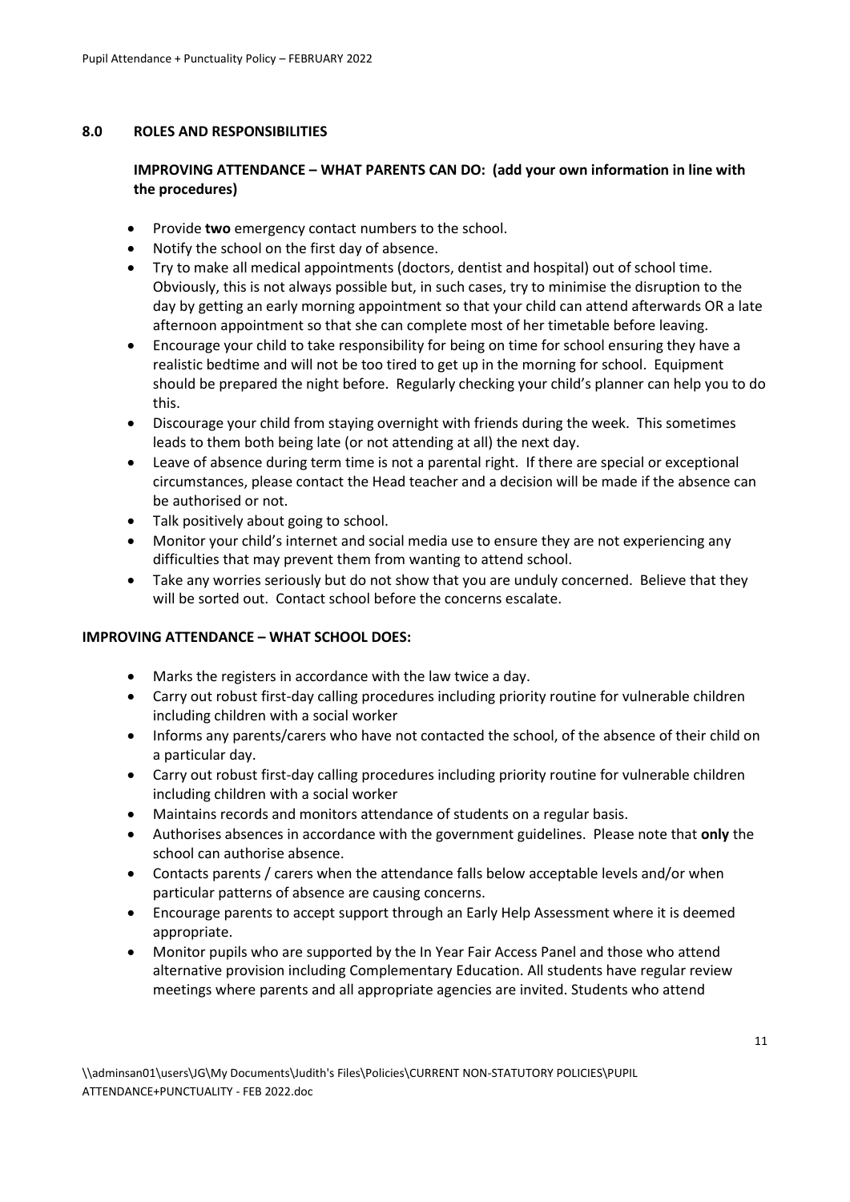## 8.0 ROLES AND RESPONSIBILITIES

### IMPROVING ATTENDANCE – WHAT PARENTS CAN DO: (add your own information in line with the procedures)

- Provide **two** emergency contact numbers to the school.
- Notify the school on the first day of absence.
- Try to make all medical appointments (doctors, dentist and hospital) out of school time. Obviously, this is not always possible but, in such cases, try to minimise the disruption to the day by getting an early morning appointment so that your child can attend afterwards OR a late afternoon appointment so that she can complete most of her timetable before leaving.
- Encourage your child to take responsibility for being on time for school ensuring they have a realistic bedtime and will not be too tired to get up in the morning for school. Equipment should be prepared the night before. Regularly checking your child's planner can help you to do this.
- Discourage your child from staying overnight with friends during the week. This sometimes leads to them both being late (or not attending at all) the next day.
- Leave of absence during term time is not a parental right. If there are special or exceptional circumstances, please contact the Head teacher and a decision will be made if the absence can be authorised or not.
- Talk positively about going to school.
- Monitor your child's internet and social media use to ensure they are not experiencing any difficulties that may prevent them from wanting to attend school.
- Take any worries seriously but do not show that you are unduly concerned. Believe that they will be sorted out. Contact school before the concerns escalate.

### IMPROVING ATTENDANCE – WHAT SCHOOL DOES:

- Marks the registers in accordance with the law twice a day.
- Carry out robust first-day calling procedures including priority routine for vulnerable children including children with a social worker
- Informs any parents/carers who have not contacted the school, of the absence of their child on a particular day.
- Carry out robust first-day calling procedures including priority routine for vulnerable children including children with a social worker
- Maintains records and monitors attendance of students on a regular basis.
- Authorises absences in accordance with the government guidelines. Please note that **only** the school can authorise absence.
- Contacts parents / carers when the attendance falls below acceptable levels and/or when particular patterns of absence are causing concerns.
- Encourage parents to accept support through an Early Help Assessment where it is deemed appropriate.
- Monitor pupils who are supported by the In Year Fair Access Panel and those who attend alternative provision including Complementary Education. All students have regular review meetings where parents and all appropriate agencies are invited. Students who attend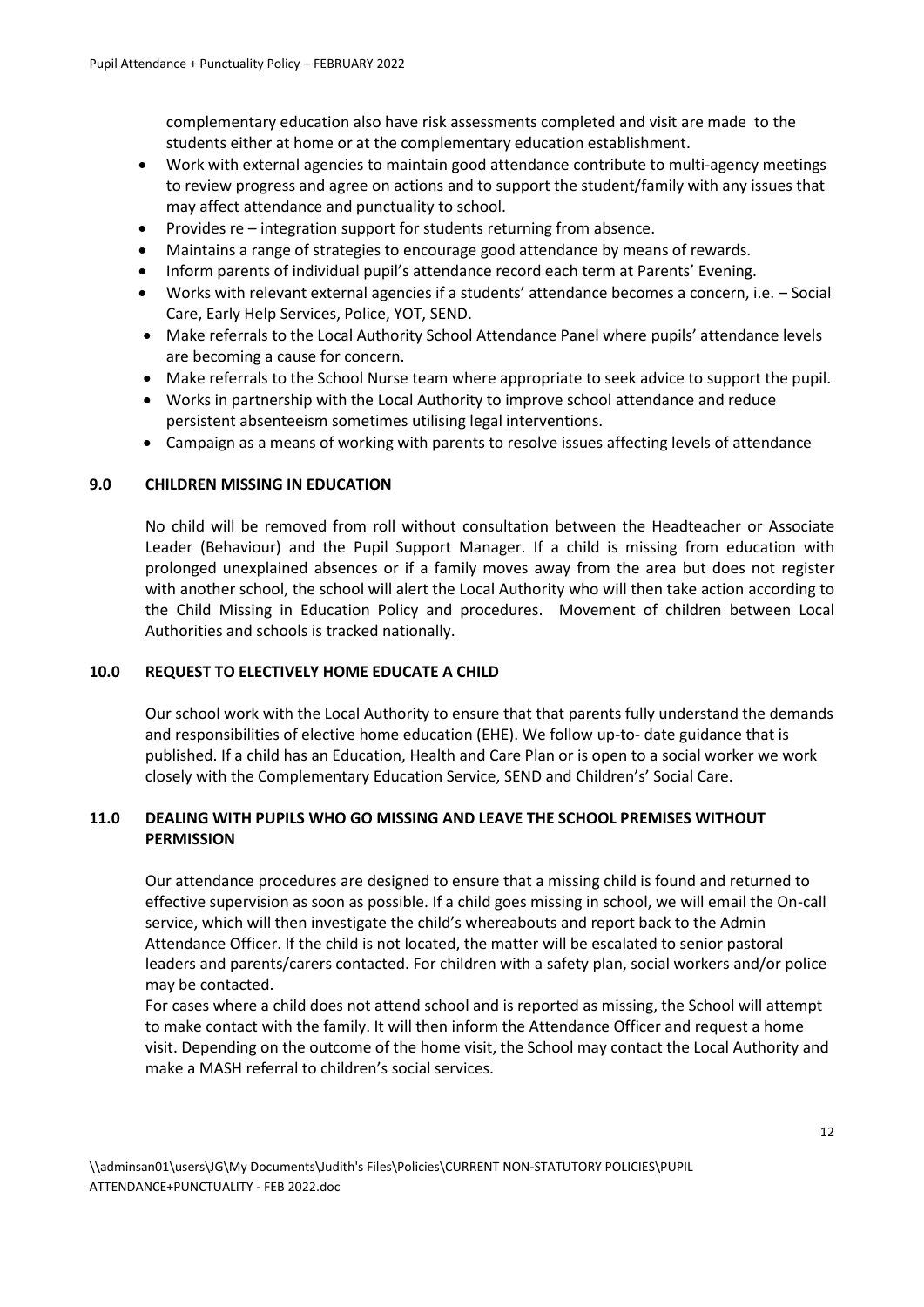complementary education also have risk assessments completed and visit are made to the students either at home or at the complementary education establishment.

- Work with external agencies to maintain good attendance contribute to multi-agency meetings to review progress and agree on actions and to support the student/family with any issues that may affect attendance and punctuality to school.
- Provides re – integration support for students returning from absence.
- Maintains a range of strategies to encourage good attendance by means of rewards.
- Inform parents of individual pupil's attendance record each term at Parents' Evening.
- Works with relevant external agencies if a students' attendance becomes a concern, i.e. – Social Care, Early Help Services, Police, YOT, SEND.
- Make referrals to the Local Authority School Attendance Panel where pupils' attendance levels are becoming a cause for concern.
- Make referrals to the School Nurse team where appropriate to seek advice to support the pupil.
- Works in partnership with the Local Authority to improve school attendance and reduce persistent absenteeism sometimes utilising legal interventions.
- Campaign as a means of working with parents to resolve issues affecting levels of attendance

## 9.0 CHILDREN MISSING IN EDUCATION

No child will be removed from roll without consultation between the Headteacher or Associate Leader (Behaviour) and the Pupil Support Manager. If a child is missing from education with prolonged unexplained absences or if a family moves away from the area but does not register with another school, the school will alert the Local Authority who will then take action according to the Child Missing in Education Policy and procedures. Movement of children between Local Authorities and schools is tracked nationally.

## 10.0 REQUEST TO ELECTIVELY HOME EDUCATE A CHILD

Our school work with the Local Authority to ensure that that parents fully understand the demands and responsibilities of elective home education (EHE). We follow up-to- date guidance that is published. If a child has an Education, Health and Care Plan or is open to a social worker we work closely with the Complementary Education Service, SEND and Children's' Social Care.

## 11.0 DEALING WITH PUPILS WHO GO MISSING AND LEAVE THE SCHOOL PREMISES WITHOUT PERMISSION

Our attendance procedures are designed to ensure that a missing child is found and returned to effective supervision as soon as possible. If a child goes missing in school, we will email the On-call service, which will then investigate the child's whereabouts and report back to the Admin Attendance Officer. If the child is not located, the matter will be escalated to senior pastoral leaders and parents/carers contacted. For children with a safety plan, social workers and/or police may be contacted.

For cases where a child does not attend school and is reported as missing, the School will attempt to make contact with the family. It will then inform the Attendance Officer and request a home visit. Depending on the outcome of the home visit, the School may contact the Local Authority and make a MASH referral to children's social services.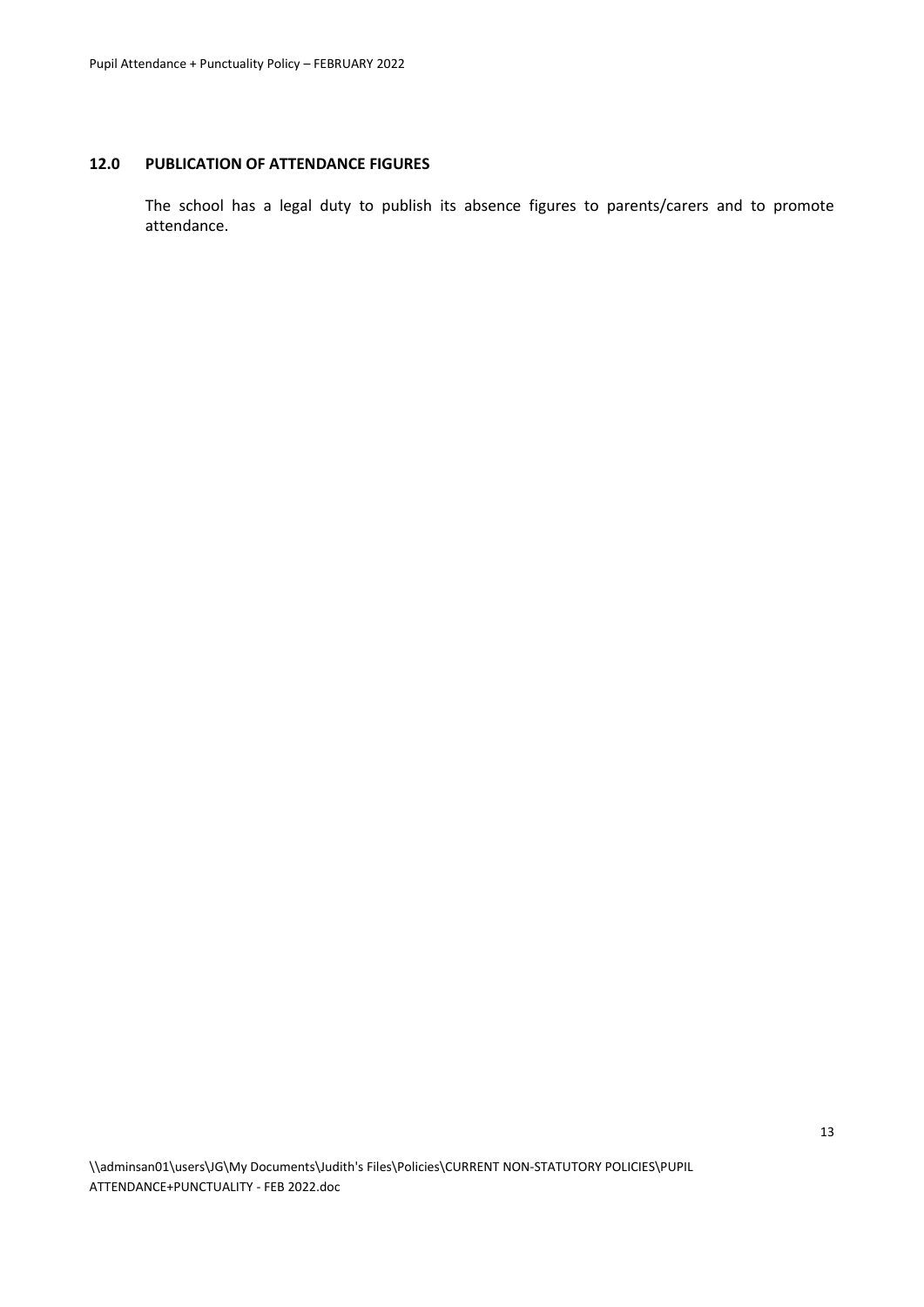## 12.0 PUBLICATION OF ATTENDANCE FIGURES

The school has a legal duty to publish its absence figures to parents/carers and to promote attendance.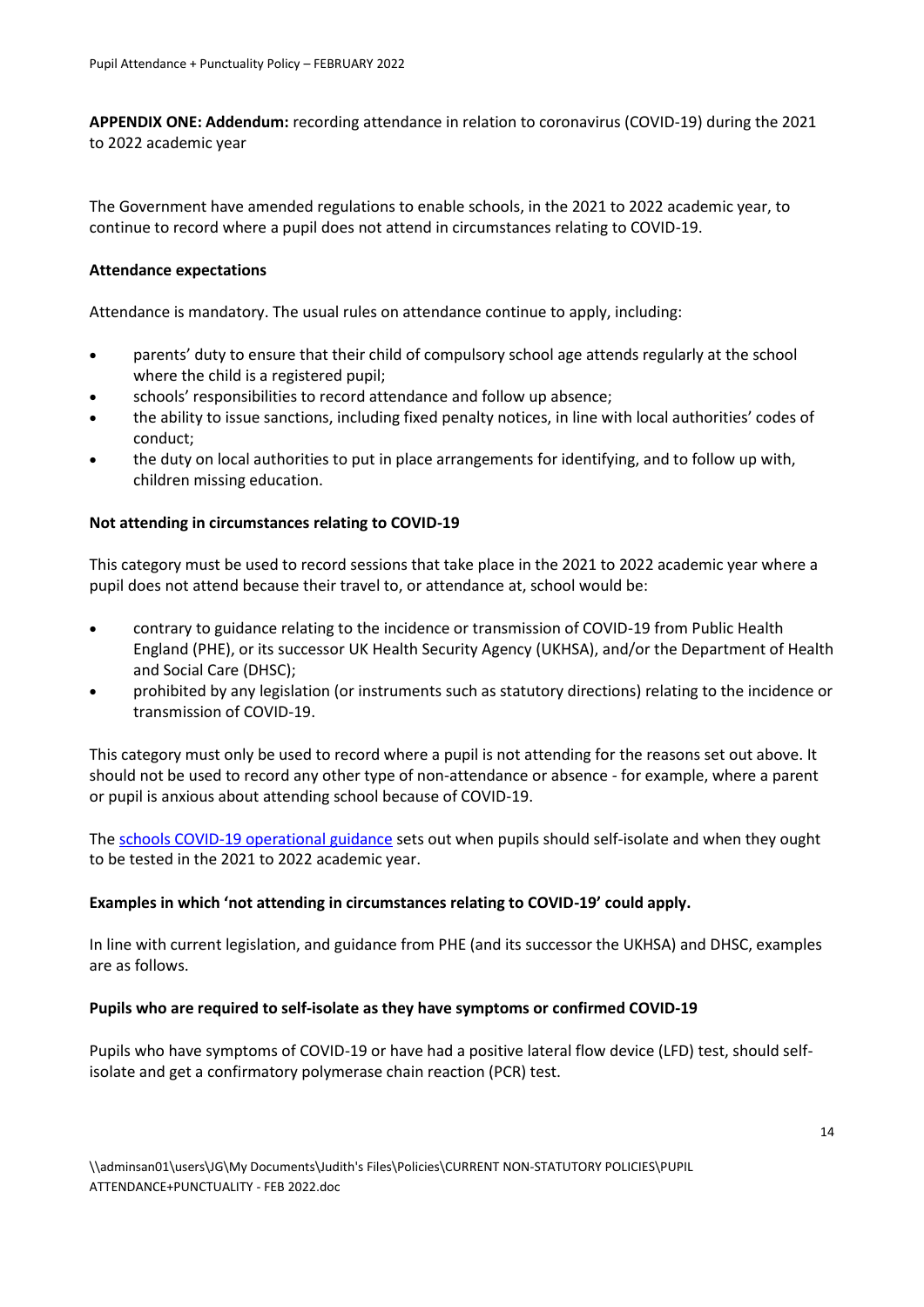**APPENDIX ONE: Addendum:** recording attendance in relation to coronavirus (COVID-19) during the 2021 to 2022 academic year

The Government have amended regulations to enable schools, in the 2021 to 2022 academic year, to continue to record where a pupil does not attend in circumstances relating to COVID-19.

**Attendance expectations**

Attendance is mandatory. The usual rules on attendance continue to apply, including:

- parents' duty to ensure that their child of compulsory school age attends regularly at the school where the child is a registered pupil;
- schools' responsibilities to record attendance and follow up absence;
- the ability to issue sanctions, including fixed penalty notices, in line with local authorities' codes of conduct;
- the duty on local authorities to put in place arrangements for identifying, and to follow up with, children missing education.

**Not attending in circumstances relating to COVID-19**

This category must be used to record sessions that take place in the 2021 to 2022 academic year where a pupil does not attend because their travel to, or attendance at, school would be:

- contrary to guidance relating to the incidence or transmission of COVID-19 from Public Health England (PHE), or its successor UK Health Security Agency (UKHSA), and/or the Department of Health and Social Care (DHSC);
- prohibited by any legislation (or instruments such as statutory directions) relating to the incidence or transmission of COVID-19.

This category must only be used to record where a pupil is not attending for the reasons set out above. It should not be used to record any other type of non-attendance or absence - for example, where a parent or pupil is anxious about attending school because of COVID-19.

The schools COVID-19 operational guidance sets out when pupils should self-isolate and when they ought to be tested in the 2021 to 2022 academic year.

**Examples in which 'not attending in circumstances relating to COVID-19' could apply.**

In line with current legislation, and guidance from PHE (and its successor the UKHSA) and DHSC, examples are as follows.

**Pupils who are required to self-isolate as they have symptoms or confirmed COVID-19**

Pupils who have symptoms of COVID-19 or have had a positive lateral flow device (LFD) test, should self-isolate and get a confirmatory polymerase chain reaction (PCR) test.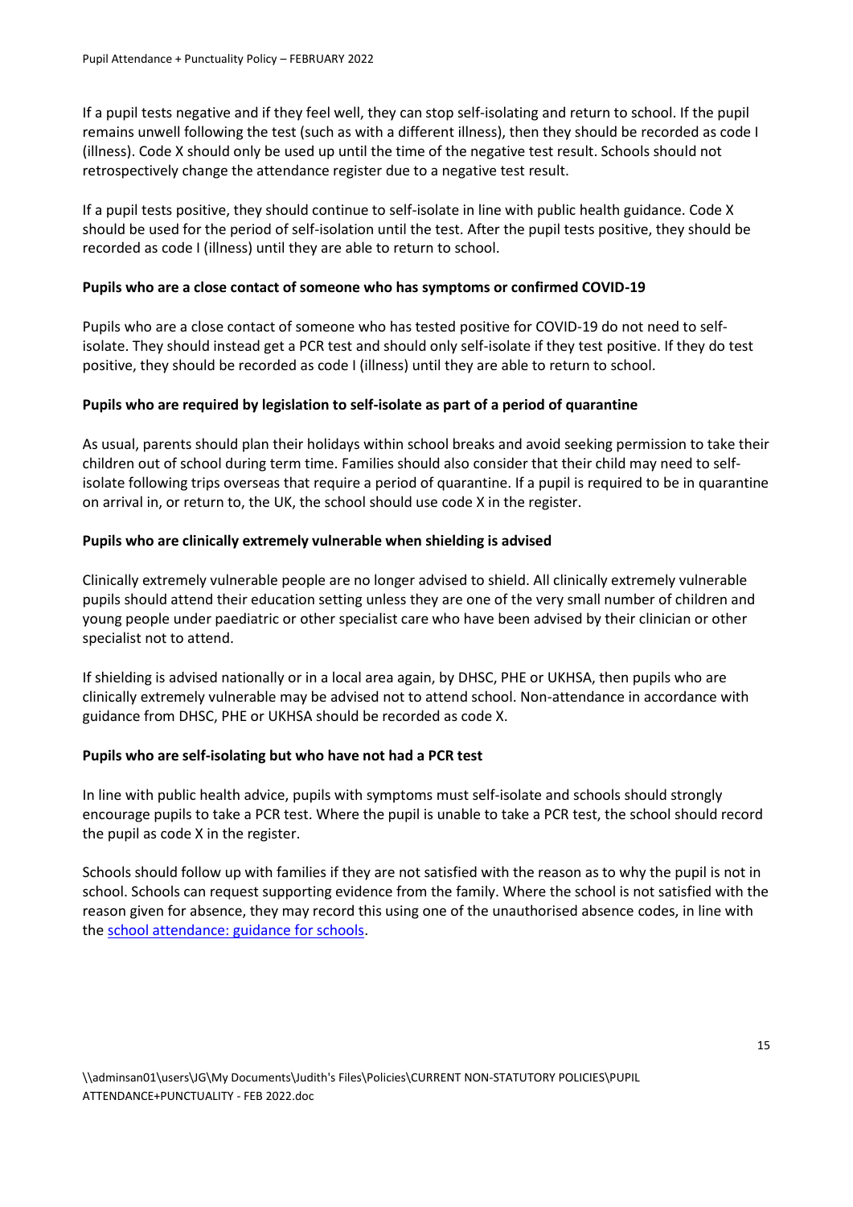If a pupil tests negative and if they feel well, they can stop self-isolating and return to school. If the pupil remains unwell following the test (such as with a different illness), then they should be recorded as code I (illness). Code X should only be used up until the time of the negative test result. Schools should not retrospectively change the attendance register due to a negative test result.

If a pupil tests positive, they should continue to self-isolate in line with public health guidance. Code X should be used for the period of self-isolation until the test. After the pupil tests positive, they should be recorded as code I (illness) until they are able to return to school.

**Pupils who are a close contact of someone who has symptoms or confirmed COVID-19**

Pupils who are a close contact of someone who has tested positive for COVID-19 do not need to self-isolate. They should instead get a PCR test and should only self-isolate if they test positive. If they do test positive, they should be recorded as code I (illness) until they are able to return to school.

**Pupils who are required by legislation to self-isolate as part of a period of quarantine**

As usual, parents should plan their holidays within school breaks and avoid seeking permission to take their children out of school during term time. Families should also consider that their child may need to self-isolate following trips overseas that require a period of quarantine. If a pupil is required to be in quarantine on arrival in, or return to, the UK, the school should use code X in the register.

**Pupils who are clinically extremely vulnerable when shielding is advised**

Clinically extremely vulnerable people are no longer advised to shield. All clinically extremely vulnerable pupils should attend their education setting unless they are one of the very small number of children and young people under paediatric or other specialist care who have been advised by their clinician or other specialist not to attend.

If shielding is advised nationally or in a local area again, by DHSC, PHE or UKHSA, then pupils who are clinically extremely vulnerable may be advised not to attend school. Non-attendance in accordance with guidance from DHSC, PHE or UKHSA should be recorded as code X.

**Pupils who are self-isolating but who have not had a PCR test**

In line with public health advice, pupils with symptoms must self-isolate and schools should strongly encourage pupils to take a PCR test. Where the pupil is unable to take a PCR test, the school should record the pupil as code X in the register.

Schools should follow up with families if they are not satisfied with the reason as to why the pupil is not in school. Schools can request supporting evidence from the family. Where the school is not satisfied with the reason given for absence, they may record this using one of the unauthorised absence codes, in line with the school attendance: guidance for schools.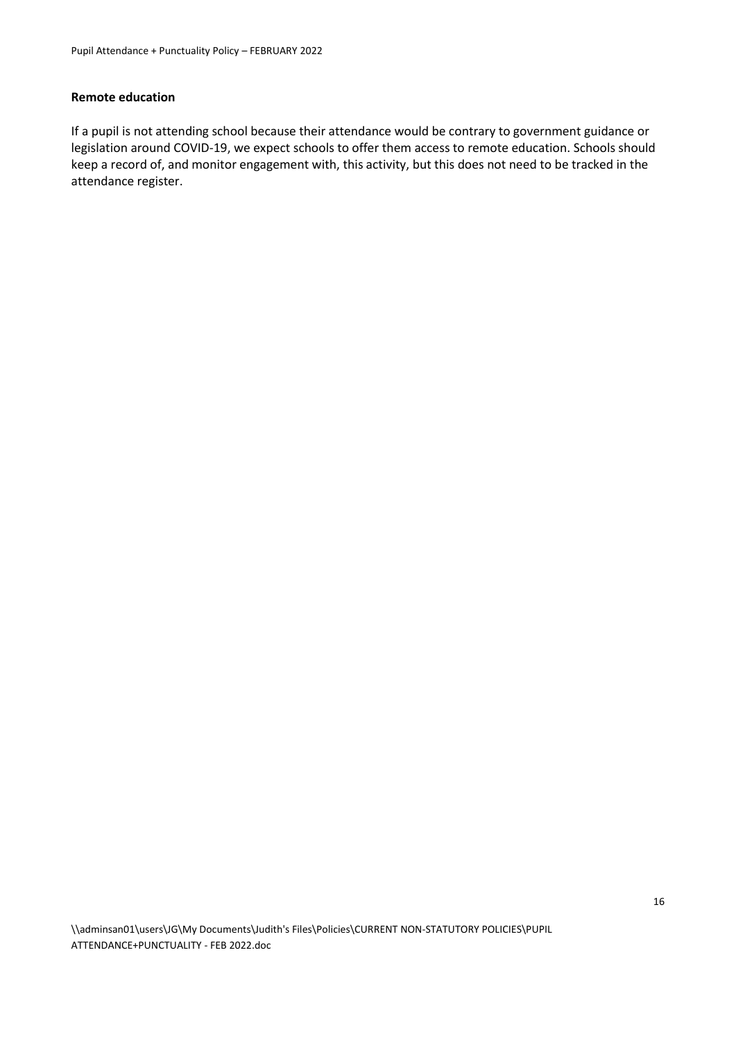**Remote education**

If a pupil is not attending school because their attendance would be contrary to government guidance or legislation around COVID-19, we expect schools to offer them access to remote education. Schools should keep a record of, and monitor engagement with, this activity, but this does not need to be tracked in the attendance register.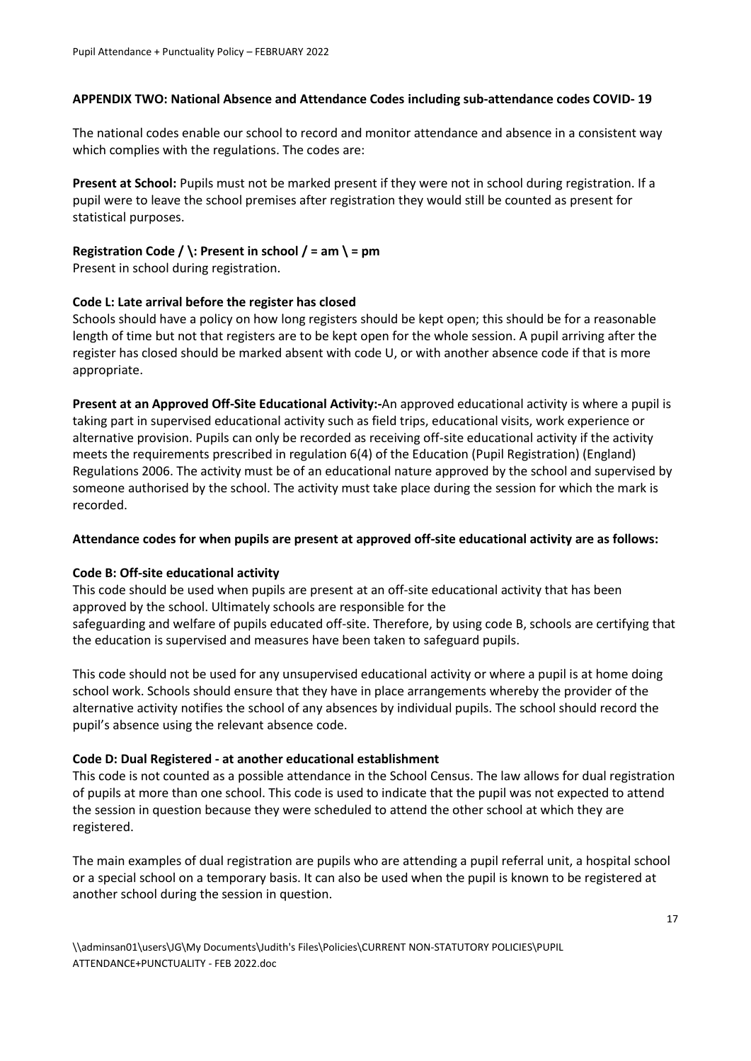## APPENDIX TWO: National Absence and Attendance Codes including sub-attendance codes COVID- 19

The national codes enable our school to record and monitor attendance and absence in a consistent way which complies with the regulations. The codes are:

**Present at School:** Pupils must not be marked present if they were not in school during registration. If a pupil were to leave the school premises after registration they would still be counted as present for statistical purposes.

**Registration Code / \: Present in school / = am \ = pm**
Present in school during registration.

**Code L: Late arrival before the register has closed**
Schools should have a policy on how long registers should be kept open; this should be for a reasonable length of time but not that registers are to be kept open for the whole session. A pupil arriving after the register has closed should be marked absent with code U, or with another absence code if that is more appropriate.

**Present at an Approved Off-Site Educational Activity:-**An approved educational activity is where a pupil is taking part in supervised educational activity such as field trips, educational visits, work experience or alternative provision. Pupils can only be recorded as receiving off-site educational activity if the activity meets the requirements prescribed in regulation 6(4) of the Education (Pupil Registration) (England) Regulations 2006. The activity must be of an educational nature approved by the school and supervised by someone authorised by the school. The activity must take place during the session for which the mark is recorded.

**Attendance codes for when pupils are present at approved off-site educational activity are as follows:**

**Code B: Off-site educational activity**
This code should be used when pupils are present at an off-site educational activity that has been approved by the school. Ultimately schools are responsible for the safeguarding and welfare of pupils educated off-site. Therefore, by using code B, schools are certifying that the education is supervised and measures have been taken to safeguard pupils.

This code should not be used for any unsupervised educational activity or where a pupil is at home doing school work. Schools should ensure that they have in place arrangements whereby the provider of the alternative activity notifies the school of any absences by individual pupils. The school should record the pupil's absence using the relevant absence code.

**Code D: Dual Registered - at another educational establishment**
This code is not counted as a possible attendance in the School Census. The law allows for dual registration of pupils at more than one school. This code is used to indicate that the pupil was not expected to attend the session in question because they were scheduled to attend the other school at which they are registered.

The main examples of dual registration are pupils who are attending a pupil referral unit, a hospital school or a special school on a temporary basis. It can also be used when the pupil is known to be registered at another school during the session in question.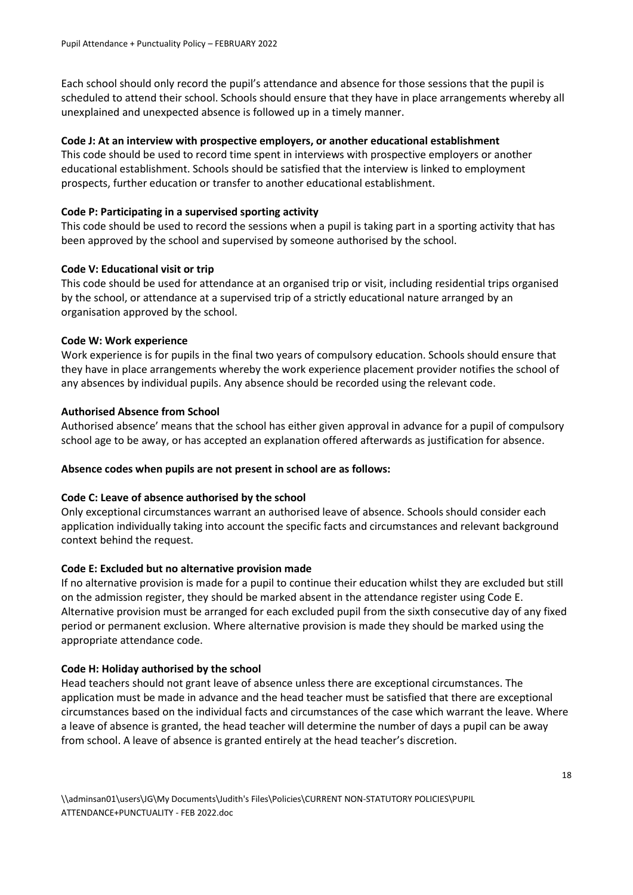Each school should only record the pupil's attendance and absence for those sessions that the pupil is scheduled to attend their school. Schools should ensure that they have in place arrangements whereby all unexplained and unexpected absence is followed up in a timely manner.

**Code J: At an interview with prospective employers, or another educational establishment**

This code should be used to record time spent in interviews with prospective employers or another educational establishment. Schools should be satisfied that the interview is linked to employment prospects, further education or transfer to another educational establishment.

**Code P: Participating in a supervised sporting activity**

This code should be used to record the sessions when a pupil is taking part in a sporting activity that has been approved by the school and supervised by someone authorised by the school.

**Code V: Educational visit or trip**

This code should be used for attendance at an organised trip or visit, including residential trips organised by the school, or attendance at a supervised trip of a strictly educational nature arranged by an organisation approved by the school.

**Code W: Work experience**

Work experience is for pupils in the final two years of compulsory education. Schools should ensure that they have in place arrangements whereby the work experience placement provider notifies the school of any absences by individual pupils. Any absence should be recorded using the relevant code.

**Authorised Absence from School**

Authorised absence' means that the school has either given approval in advance for a pupil of compulsory school age to be away, or has accepted an explanation offered afterwards as justification for absence.

**Absence codes when pupils are not present in school are as follows:**

**Code C: Leave of absence authorised by the school**

Only exceptional circumstances warrant an authorised leave of absence. Schools should consider each application individually taking into account the specific facts and circumstances and relevant background context behind the request.

**Code E: Excluded but no alternative provision made**

If no alternative provision is made for a pupil to continue their education whilst they are excluded but still on the admission register, they should be marked absent in the attendance register using Code E. Alternative provision must be arranged for each excluded pupil from the sixth consecutive day of any fixed period or permanent exclusion. Where alternative provision is made they should be marked using the appropriate attendance code.

**Code H: Holiday authorised by the school**

Head teachers should not grant leave of absence unless there are exceptional circumstances. The application must be made in advance and the head teacher must be satisfied that there are exceptional circumstances based on the individual facts and circumstances of the case which warrant the leave. Where a leave of absence is granted, the head teacher will determine the number of days a pupil can be away from school. A leave of absence is granted entirely at the head teacher's discretion.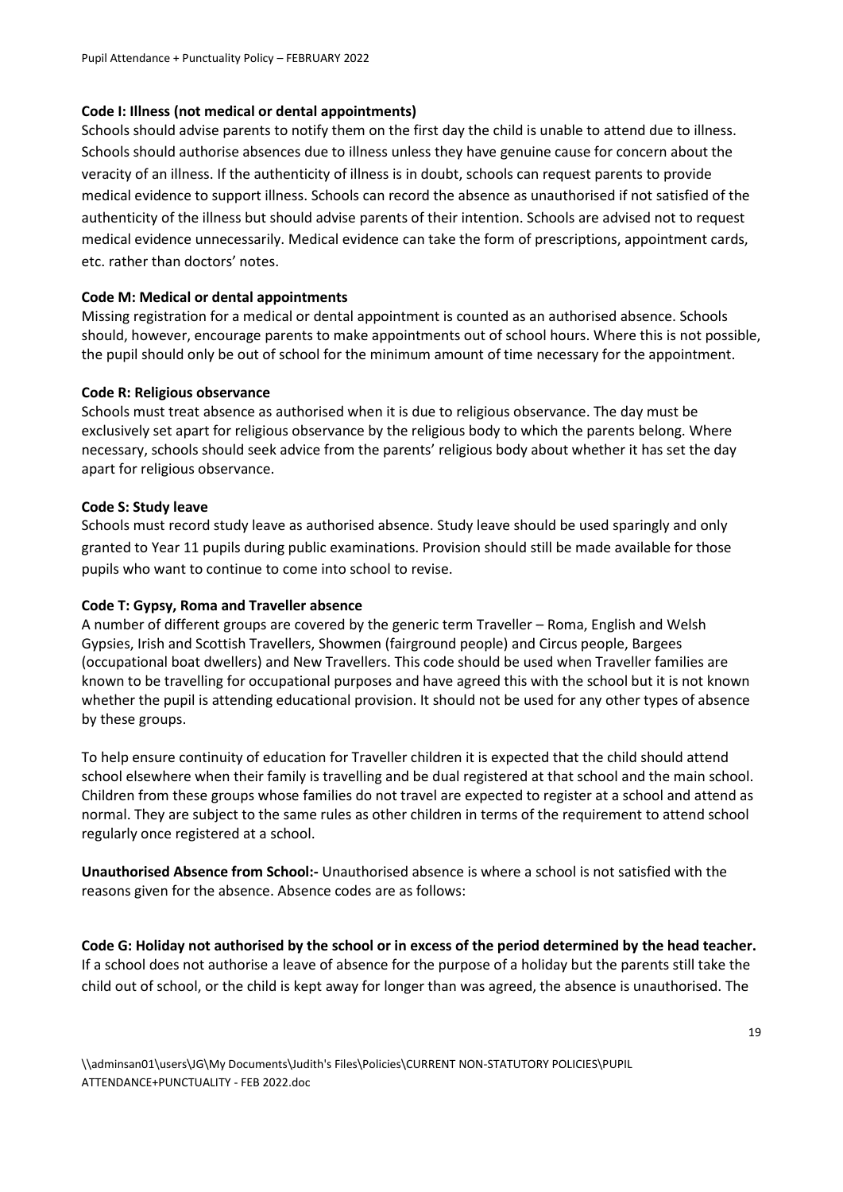**Code I: Illness (not medical or dental appointments)**

Schools should advise parents to notify them on the first day the child is unable to attend due to illness. Schools should authorise absences due to illness unless they have genuine cause for concern about the veracity of an illness. If the authenticity of illness is in doubt, schools can request parents to provide medical evidence to support illness. Schools can record the absence as unauthorised if not satisfied of the authenticity of the illness but should advise parents of their intention. Schools are advised not to request medical evidence unnecessarily. Medical evidence can take the form of prescriptions, appointment cards, etc. rather than doctors' notes.

**Code M: Medical or dental appointments**

Missing registration for a medical or dental appointment is counted as an authorised absence. Schools should, however, encourage parents to make appointments out of school hours. Where this is not possible, the pupil should only be out of school for the minimum amount of time necessary for the appointment.

**Code R: Religious observance**

Schools must treat absence as authorised when it is due to religious observance. The day must be exclusively set apart for religious observance by the religious body to which the parents belong. Where necessary, schools should seek advice from the parents' religious body about whether it has set the day apart for religious observance.

**Code S: Study leave**

Schools must record study leave as authorised absence. Study leave should be used sparingly and only granted to Year 11 pupils during public examinations. Provision should still be made available for those pupils who want to continue to come into school to revise.

**Code T: Gypsy, Roma and Traveller absence**

A number of different groups are covered by the generic term Traveller – Roma, English and Welsh Gypsies, Irish and Scottish Travellers, Showmen (fairground people) and Circus people, Bargees (occupational boat dwellers) and New Travellers. This code should be used when Traveller families are known to be travelling for occupational purposes and have agreed this with the school but it is not known whether the pupil is attending educational provision. It should not be used for any other types of absence by these groups.

To help ensure continuity of education for Traveller children it is expected that the child should attend school elsewhere when their family is travelling and be dual registered at that school and the main school. Children from these groups whose families do not travel are expected to register at a school and attend as normal. They are subject to the same rules as other children in terms of the requirement to attend school regularly once registered at a school.

**Unauthorised Absence from School:-** Unauthorised absence is where a school is not satisfied with the reasons given for the absence. Absence codes are as follows:

**Code G: Holiday not authorised by the school or in excess of the period determined by the head teacher.**

If a school does not authorise a leave of absence for the purpose of a holiday but the parents still take the child out of school, or the child is kept away for longer than was agreed, the absence is unauthorised. The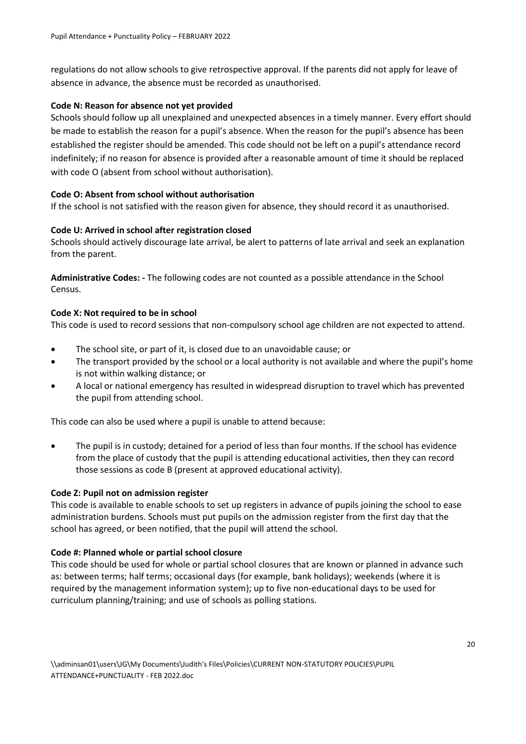regulations do not allow schools to give retrospective approval. If the parents did not apply for leave of absence in advance, the absence must be recorded as unauthorised.

**Code N: Reason for absence not yet provided**

Schools should follow up all unexplained and unexpected absences in a timely manner. Every effort should be made to establish the reason for a pupil's absence. When the reason for the pupil's absence has been established the register should be amended. This code should not be left on a pupil's attendance record indefinitely; if no reason for absence is provided after a reasonable amount of time it should be replaced with code O (absent from school without authorisation).

**Code O: Absent from school without authorisation**

If the school is not satisfied with the reason given for absence, they should record it as unauthorised.

**Code U: Arrived in school after registration closed**

Schools should actively discourage late arrival, be alert to patterns of late arrival and seek an explanation from the parent.

**Administrative Codes: -** The following codes are not counted as a possible attendance in the School Census.

**Code X: Not required to be in school**

This code is used to record sessions that non-compulsory school age children are not expected to attend.

- The school site, or part of it, is closed due to an unavoidable cause; or
- The transport provided by the school or a local authority is not available and where the pupil's home is not within walking distance; or
- A local or national emergency has resulted in widespread disruption to travel which has prevented the pupil from attending school.

This code can also be used where a pupil is unable to attend because:

- The pupil is in custody; detained for a period of less than four months. If the school has evidence from the place of custody that the pupil is attending educational activities, then they can record those sessions as code B (present at approved educational activity).

**Code Z: Pupil not on admission register**

This code is available to enable schools to set up registers in advance of pupils joining the school to ease administration burdens. Schools must put pupils on the admission register from the first day that the school has agreed, or been notified, that the pupil will attend the school.

**Code #: Planned whole or partial school closure**

This code should be used for whole or partial school closures that are known or planned in advance such as: between terms; half terms; occasional days (for example, bank holidays); weekends (where it is required by the management information system); up to five non-educational days to be used for curriculum planning/training; and use of schools as polling stations.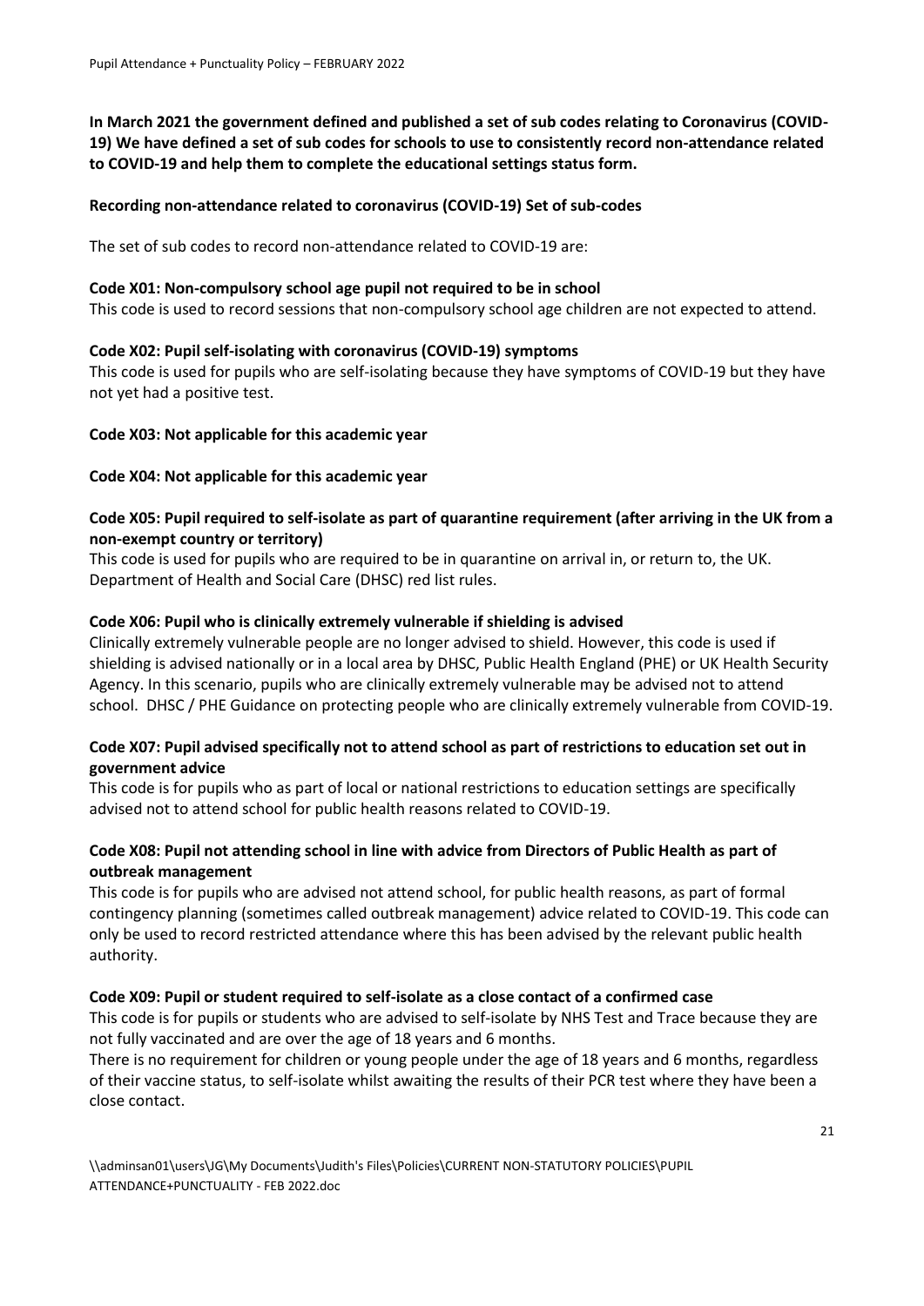**In March 2021 the government defined and published a set of sub codes relating to Coronavirus (COVID-19) We have defined a set of sub codes for schools to use to consistently record non-attendance related to COVID-19 and help them to complete the educational settings status form.**

**Recording non-attendance related to coronavirus (COVID-19) Set of sub-codes**

The set of sub codes to record non-attendance related to COVID-19 are:

**Code X01: Non-compulsory school age pupil not required to be in school**

This code is used to record sessions that non-compulsory school age children are not expected to attend.

**Code X02: Pupil self-isolating with coronavirus (COVID-19) symptoms**

This code is used for pupils who are self-isolating because they have symptoms of COVID-19 but they have not yet had a positive test.

**Code X03: Not applicable for this academic year**

**Code X04: Not applicable for this academic year**

**Code X05: Pupil required to self-isolate as part of quarantine requirement (after arriving in the UK from a non-exempt country or territory)**

This code is used for pupils who are required to be in quarantine on arrival in, or return to, the UK. Department of Health and Social Care (DHSC) red list rules.

**Code X06: Pupil who is clinically extremely vulnerable if shielding is advised**

Clinically extremely vulnerable people are no longer advised to shield. However, this code is used if shielding is advised nationally or in a local area by DHSC, Public Health England (PHE) or UK Health Security Agency. In this scenario, pupils who are clinically extremely vulnerable may be advised not to attend school. DHSC / PHE Guidance on protecting people who are clinically extremely vulnerable from COVID-19.

**Code X07: Pupil advised specifically not to attend school as part of restrictions to education set out in government advice**

This code is for pupils who as part of local or national restrictions to education settings are specifically advised not to attend school for public health reasons related to COVID-19.

**Code X08: Pupil not attending school in line with advice from Directors of Public Health as part of outbreak management**

This code is for pupils who are advised not attend school, for public health reasons, as part of formal contingency planning (sometimes called outbreak management) advice related to COVID-19. This code can only be used to record restricted attendance where this has been advised by the relevant public health authority.

**Code X09: Pupil or student required to self-isolate as a close contact of a confirmed case**

This code is for pupils or students who are advised to self-isolate by NHS Test and Trace because they are not fully vaccinated and are over the age of 18 years and 6 months.

There is no requirement for children or young people under the age of 18 years and 6 months, regardless of their vaccine status, to self-isolate whilst awaiting the results of their PCR test where they have been a close contact.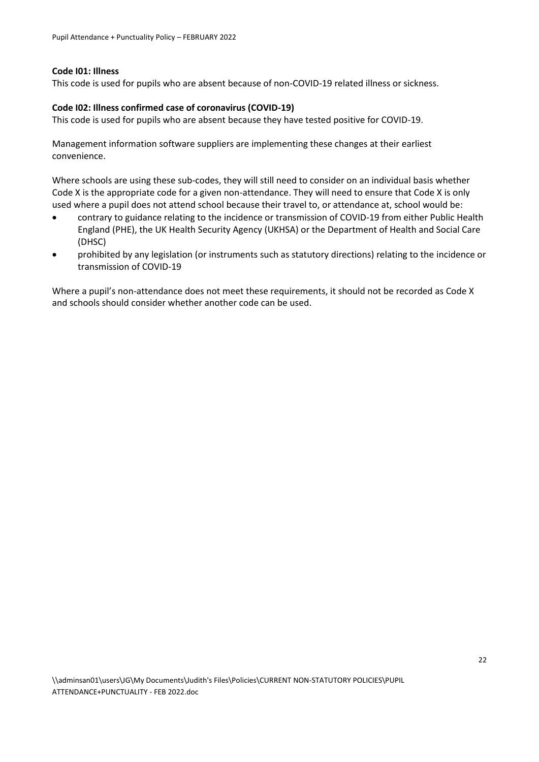**Code I01: Illness**

This code is used for pupils who are absent because of non-COVID-19 related illness or sickness.

**Code I02: Illness confirmed case of coronavirus (COVID-19)**

This code is used for pupils who are absent because they have tested positive for COVID-19.

Management information software suppliers are implementing these changes at their earliest convenience.

Where schools are using these sub-codes, they will still need to consider on an individual basis whether Code X is the appropriate code for a given non-attendance. They will need to ensure that Code X is only used where a pupil does not attend school because their travel to, or attendance at, school would be:

- contrary to guidance relating to the incidence or transmission of COVID-19 from either Public Health England (PHE), the UK Health Security Agency (UKHSA) or the Department of Health and Social Care (DHSC)
- prohibited by any legislation (or instruments such as statutory directions) relating to the incidence or transmission of COVID-19

Where a pupil's non-attendance does not meet these requirements, it should not be recorded as Code X and schools should consider whether another code can be used.